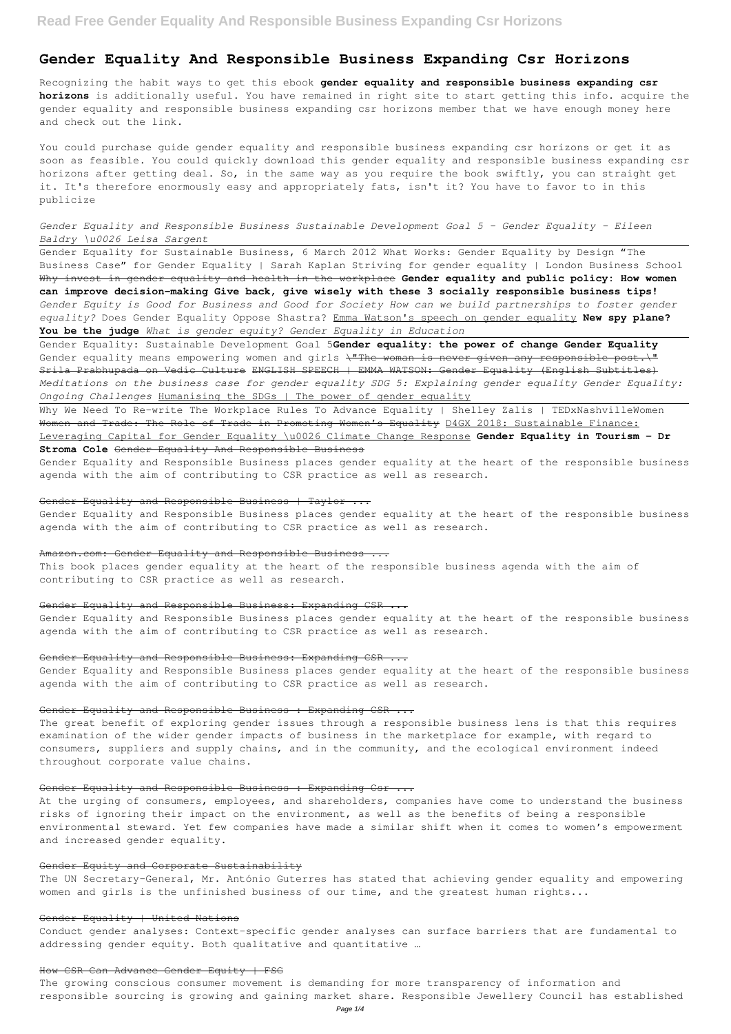# Gender Equality And Responsible Business Expanding Csr Horizons

Recognizing the habit ways to get this ebook **gender equality and responsible business expanding csr horizons** is additionally useful. You have remained in right site to start getting this info. acquire the gender equality and responsible business expanding csr horizons member that we have enough money here and check out the link.

You could purchase guide gender equality and responsible business expanding csr horizons or get it as soon as feasible. You could quickly download this gender equality and responsible business expanding csr horizons after getting deal. So, in the same way as you require the book swiftly, you can straight get it. It's therefore enormously easy and appropriately fats, isn't it? You have to favor to in this publicize

*Gender Equality and Responsible Business Sustainable Development Goal 5 - Gender Equality - Eileen Baldry \u0026 Leisa Sargent*

Gender Equality for Sustainable Business, 6 March 2012 What Works: Gender Equality by Design "The Business Case" for Gender Equality | Sarah Kaplan Striving for gender equality | London Business School Why invest in gender equality and health in the workplace **Gender equality and public policy: How women can improve decision-making Give back, give wisely with these 3 socially responsible business tips!** *Gender Equity is Good for Business and Good for Society How can we build partnerships to foster gender equality?* Does Gender Equality Oppose Shastra? Emma Watson's speech on gender equality **New spy plane? You be the judge** *What is gender equity? Gender Equality in Education*

Gender Equality: Sustainable Development Goal 5**Gender equality: the power of change Gender Equality** Gender equality means empowering women and girls \"The woman is never given any responsible post.\" Srila Prabhupada on Vedic Culture ENGLISH SPEECH | EMMA WATSON: Gender Equality (English Subtitles) *Meditations on the business case for gender equality SDG 5: Explaining gender equality Gender Equality: Ongoing Challenges* Humanising the SDGs | The power of gender equality

Why We Need To Re-write The Workplace Rules To Advance Equality | Shelley Zalis | TEDxNashvilleWomen Women and Trade: The Role of Trade in Promoting Women's Equality D4GX 2018: Sustainable Finance: Leveraging Capital for Gender Equality \u0026 Climate Change Response **Gender Equality in Tourism - Dr Stroma Cole** Gender Equality And Responsible Business

Gender Equality and Responsible Business places gender equality at the heart of the responsible business agenda with the aim of contributing to CSR practice as well as research.

## Gender Equality and Responsible Business | Taylor ...

Gender Equality and Responsible Business places gender equality at the heart of the responsible business agenda with the aim of contributing to CSR practice as well as research.

## Amazon.com: Gender Equality and Responsible Business ...

This book places gender equality at the heart of the responsible business agenda with the aim of contributing to CSR practice as well as research.

## Gender Equality and Responsible Business: Expanding CSR ...

Gender Equality and Responsible Business places gender equality at the heart of the responsible business agenda with the aim of contributing to CSR practice as well as research.

## Gender Equality and Responsible Business: Expanding CSR ...

Gender Equality and Responsible Business places gender equality at the heart of the responsible business agenda with the aim of contributing to CSR practice as well as research.

## Gender Equality and Responsible Business : Expanding CSR ...

The great benefit of exploring gender issues through a responsible business lens is that this requires examination of the wider gender impacts of business in the marketplace for example, with regard to consumers, suppliers and supply chains, and in the community, and the ecological environment indeed throughout corporate value chains.

## Gender Equality and Responsible Business : Expanding Csr ...

At the urging of consumers, employees, and shareholders, companies have come to understand the business risks of ignoring their impact on the environment, as well as the benefits of being a responsible environmental steward. Yet few companies have made a similar shift when it comes to women's empowerment and increased gender equality.

## Gender Equity and Corporate Sustainability

The UN Secretary-General, Mr. António Guterres has stated that achieving gender equality and empowering women and girls is the unfinished business of our time, and the greatest human rights...

## Gender Equality | United Nations

Conduct gender analyses: Context-specific gender analyses can surface barriers that are fundamental to addressing gender equity. Both qualitative and quantitative …

## How CSR Can Advance Gender Equity | FSG

The growing conscious consumer movement is demanding for more transparency of information and responsible sourcing is growing and gaining market share. Responsible Jewellery Council has established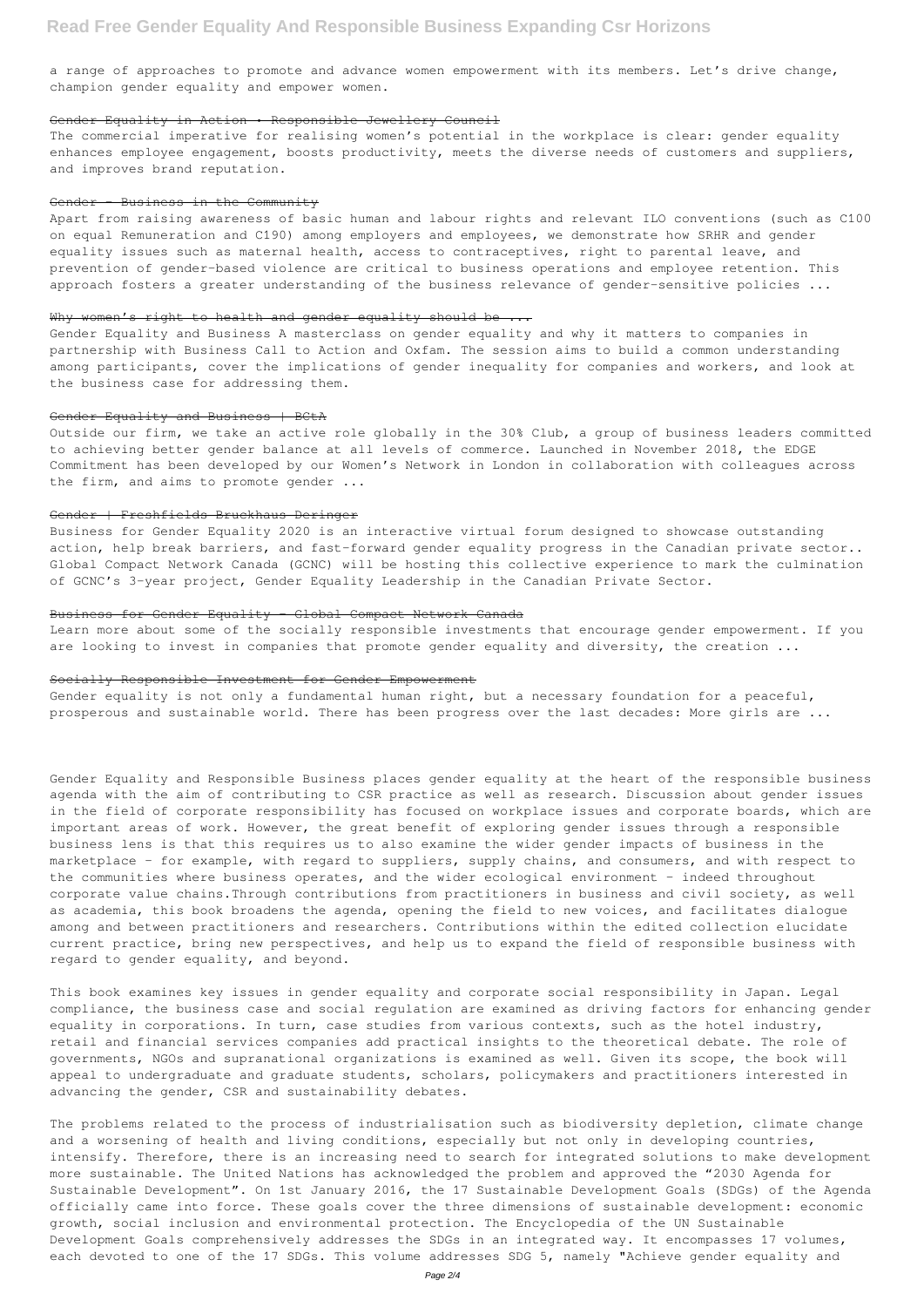a range of approaches to promote and advance women empowerment with its members. Let's drive change, champion gender equality and empower women.

### Gender Equality in Action • Responsible Jewellery Council

The commercial imperative for realising women's potential in the workplace is clear: gender equality enhances employee engagement, boosts productivity, meets the diverse needs of customers and suppliers, and improves brand reputation.

### Gender - Business in the Community

Apart from raising awareness of basic human and labour rights and relevant ILO conventions (such as C100 on equal Remuneration and C190) among employers and employees, we demonstrate how SRHR and gender equality issues such as maternal health, access to contraceptives, right to parental leave, and prevention of gender-based violence are critical to business operations and employee retention. This approach fosters a greater understanding of the business relevance of gender-sensitive policies ...

### Why women's right to health and gender equality should be ...

Gender Equality and Business A masterclass on gender equality and why it matters to companies in partnership with Business Call to Action and Oxfam. The session aims to build a common understanding among participants, cover the implications of gender inequality for companies and workers, and look at the business case for addressing them.

### Gender Equality and Business | BCtA

Outside our firm, we take an active role globally in the 30% Club, a group of business leaders committed to achieving better gender balance at all levels of commerce. Launched in November 2018, the EDGE Commitment has been developed by our Women's Network in London in collaboration with colleagues across the firm, and aims to promote gender ...

### Gender | Freshfields Bruckhaus Deringer

Business for Gender Equality 2020 is an interactive virtual forum designed to showcase outstanding action, help break barriers, and fast-forward gender equality progress in the Canadian private sector.. Global Compact Network Canada (GCNC) will be hosting this collective experience to mark the culmination of GCNC's 3-year project, Gender Equality Leadership in the Canadian Private Sector.

### Business for Gender Equality - Global Compact Network Canada

Learn more about some of the socially responsible investments that encourage gender empowerment. If you are looking to invest in companies that promote gender equality and diversity, the creation ...

### Socially Responsible Investment for Gender Empowerment

Gender equality is not only a fundamental human right, but a necessary foundation for a peaceful, prosperous and sustainable world. There has been progress over the last decades: More girls are ...

Gender Equality and Responsible Business places gender equality at the heart of the responsible business agenda with the aim of contributing to CSR practice as well as research. Discussion about gender issues in the field of corporate responsibility has focused on workplace issues and corporate boards, which are important areas of work. However, the great benefit of exploring gender issues through a responsible business lens is that this requires us to also examine the wider gender impacts of business in the marketplace - for example, with regard to suppliers, supply chains, and consumers, and with respect to the communities where business operates, and the wider ecological environment - indeed throughout corporate value chains.Through contributions from practitioners in business and civil society, as well as academia, this book broadens the agenda, opening the field to new voices, and facilitates dialogue among and between practitioners and researchers. Contributions within the edited collection elucidate current practice, bring new perspectives, and help us to expand the field of responsible business with regard to gender equality, and beyond.

This book examines key issues in gender equality and corporate social responsibility in Japan. Legal compliance, the business case and social regulation are examined as driving factors for enhancing gender equality in corporations. In turn, case studies from various contexts, such as the hotel industry, retail and financial services companies add practical insights to the theoretical debate. The role of governments, NGOs and supranational organizations is examined as well. Given its scope, the book will appeal to undergraduate and graduate students, scholars, policymakers and practitioners interested in advancing the gender, CSR and sustainability debates.

The problems related to the process of industrialisation such as biodiversity depletion, climate change and a worsening of health and living conditions, especially but not only in developing countries, intensify. Therefore, there is an increasing need to search for integrated solutions to make development more sustainable. The United Nations has acknowledged the problem and approved the "2030 Agenda for Sustainable Development". On 1st January 2016, the 17 Sustainable Development Goals (SDGs) of the Agenda officially came into force. These goals cover the three dimensions of sustainable development: economic growth, social inclusion and environmental protection. The Encyclopedia of the UN Sustainable Development Goals comprehensively addresses the SDGs in an integrated way. It encompasses 17 volumes, each devoted to one of the 17 SDGs. This volume addresses SDG 5, namely "Achieve gender equality and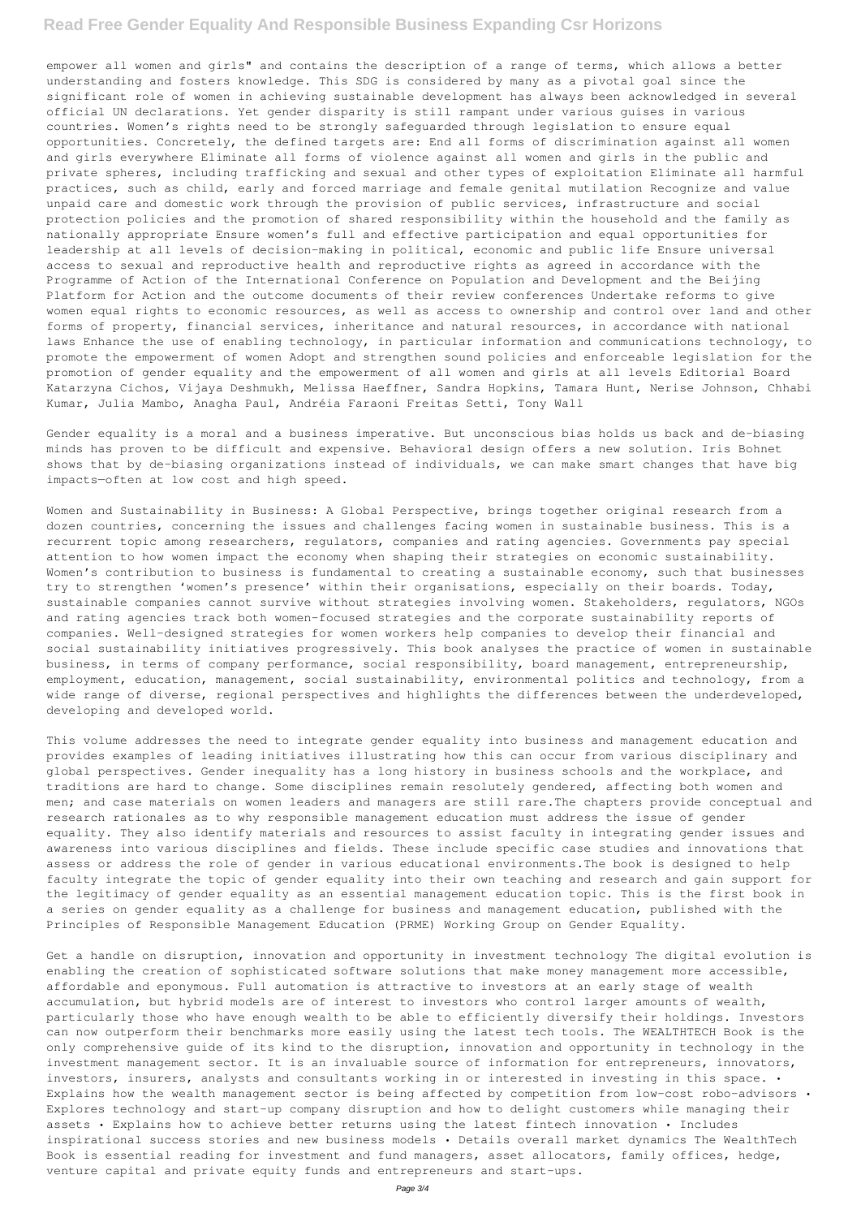empower all women and girls" and contains the description of a range of terms, which allows a better understanding and fosters knowledge. This SDG is considered by many as a pivotal goal since the significant role of women in achieving sustainable development has always been acknowledged in several official UN declarations. Yet gender disparity is still rampant under various guises in various countries. Women's rights need to be strongly safeguarded through legislation to ensure equal opportunities. Concretely, the defined targets are: End all forms of discrimination against all women and girls everywhere Eliminate all forms of violence against all women and girls in the public and private spheres, including trafficking and sexual and other types of exploitation Eliminate all harmful practices, such as child, early and forced marriage and female genital mutilation Recognize and value unpaid care and domestic work through the provision of public services, infrastructure and social protection policies and the promotion of shared responsibility within the household and the family as nationally appropriate Ensure women's full and effective participation and equal opportunities for leadership at all levels of decision-making in political, economic and public life Ensure universal access to sexual and reproductive health and reproductive rights as agreed in accordance with the Programme of Action of the International Conference on Population and Development and the Beijing Platform for Action and the outcome documents of their review conferences Undertake reforms to give women equal rights to economic resources, as well as access to ownership and control over land and other forms of property, financial services, inheritance and natural resources, in accordance with national laws Enhance the use of enabling technology, in particular information and communications technology, to promote the empowerment of women Adopt and strengthen sound policies and enforceable legislation for the promotion of gender equality and the empowerment of all women and girls at all levels Editorial Board Katarzyna Cichos, Vijaya Deshmukh, Melissa Haeffner, Sandra Hopkins, Tamara Hunt, Nerise Johnson, Chhabi Kumar, Julia Mambo, Anagha Paul, Andréia Faraoni Freitas Setti, Tony Wall

Gender equality is a moral and a business imperative. But unconscious bias holds us back and de-biasing minds has proven to be difficult and expensive. Behavioral design offers a new solution. Iris Bohnet shows that by de-biasing organizations instead of individuals, we can make smart changes that have big impacts—often at low cost and high speed.

Women and Sustainability in Business: A Global Perspective, brings together original research from a dozen countries, concerning the issues and challenges facing women in sustainable business. This is a recurrent topic among researchers, regulators, companies and rating agencies. Governments pay special attention to how women impact the economy when shaping their strategies on economic sustainability. Women's contribution to business is fundamental to creating a sustainable economy, such that businesses try to strengthen 'women's presence' within their organisations, especially on their boards. Today, sustainable companies cannot survive without strategies involving women. Stakeholders, regulators, NGOs and rating agencies track both women-focused strategies and the corporate sustainability reports of companies. Well-designed strategies for women workers help companies to develop their financial and social sustainability initiatives progressively. This book analyses the practice of women in sustainable business, in terms of company performance, social responsibility, board management, entrepreneurship, employment, education, management, social sustainability, environmental politics and technology, from a wide range of diverse, regional perspectives and highlights the differences between the underdeveloped, developing and developed world.

This volume addresses the need to integrate gender equality into business and management education and provides examples of leading initiatives illustrating how this can occur from various disciplinary and global perspectives. Gender inequality has a long history in business schools and the workplace, and traditions are hard to change. Some disciplines remain resolutely gendered, affecting both women and men; and case materials on women leaders and managers are still rare.The chapters provide conceptual and research rationales as to why responsible management education must address the issue of gender equality. They also identify materials and resources to assist faculty in integrating gender issues and awareness into various disciplines and fields. These include specific case studies and innovations that assess or address the role of gender in various educational environments.The book is designed to help faculty integrate the topic of gender equality into their own teaching and research and gain support for the legitimacy of gender equality as an essential management education topic. This is the first book in a series on gender equality as a challenge for business and management education, published with the Principles of Responsible Management Education (PRME) Working Group on Gender Equality.

Get a handle on disruption, innovation and opportunity in investment technology The digital evolution is enabling the creation of sophisticated software solutions that make money management more accessible, affordable and eponymous. Full automation is attractive to investors at an early stage of wealth accumulation, but hybrid models are of interest to investors who control larger amounts of wealth, particularly those who have enough wealth to be able to efficiently diversify their holdings. Investors can now outperform their benchmarks more easily using the latest tech tools. The WEALTHTECH Book is the only comprehensive guide of its kind to the disruption, innovation and opportunity in technology in the investment management sector. It is an invaluable source of information for entrepreneurs, innovators, investors, insurers, analysts and consultants working in or interested in investing in this space. • Explains how the wealth management sector is being affected by competition from low-cost robo-advisors • Explores technology and start-up company disruption and how to delight customers while managing their assets • Explains how to achieve better returns using the latest fintech innovation • Includes inspirational success stories and new business models • Details overall market dynamics The WealthTech Book is essential reading for investment and fund managers, asset allocators, family offices, hedge, venture capital and private equity funds and entrepreneurs and start-ups.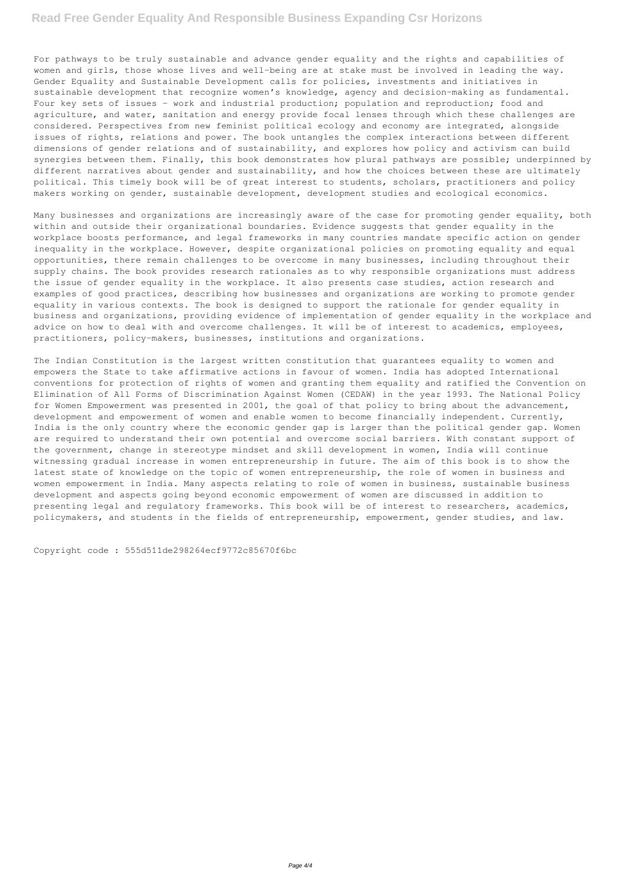For pathways to be truly sustainable and advance gender equality and the rights and capabilities of women and girls, those whose lives and well-being are at stake must be involved in leading the way. Gender Equality and Sustainable Development calls for policies, investments and initiatives in sustainable development that recognize women's knowledge, agency and decision-making as fundamental. Four key sets of issues – work and industrial production; population and reproduction; food and agriculture, and water, sanitation and energy provide focal lenses through which these challenges are considered. Perspectives from new feminist political ecology and economy are integrated, alongside issues of rights, relations and power. The book untangles the complex interactions between different dimensions of gender relations and of sustainability, and explores how policy and activism can build synergies between them. Finally, this book demonstrates how plural pathways are possible; underpinned by different narratives about gender and sustainability, and how the choices between these are ultimately political. This timely book will be of great interest to students, scholars, practitioners and policy makers working on gender, sustainable development, development studies and ecological economics.

Many businesses and organizations are increasingly aware of the case for promoting gender equality, both within and outside their organizational boundaries. Evidence suggests that gender equality in the workplace boosts performance, and legal frameworks in many countries mandate specific action on gender inequality in the workplace. However, despite organizational policies on promoting equality and equal opportunities, there remain challenges to be overcome in many businesses, including throughout their supply chains. The book provides research rationales as to why responsible organizations must address the issue of gender equality in the workplace. It also presents case studies, action research and examples of good practices, describing how businesses and organizations are working to promote gender equality in various contexts. The book is designed to support the rationale for gender equality in business and organizations, providing evidence of implementation of gender equality in the workplace and advice on how to deal with and overcome challenges. It will be of interest to academics, employees, practitioners, policy-makers, businesses, institutions and organizations.

The Indian Constitution is the largest written constitution that guarantees equality to women and empowers the State to take affirmative actions in favour of women. India has adopted International conventions for protection of rights of women and granting them equality and ratified the Convention on Elimination of All Forms of Discrimination Against Women (CEDAW) in the year 1993. The National Policy for Women Empowerment was presented in 2001, the goal of that policy to bring about the advancement, development and empowerment of women and enable women to become financially independent. Currently, India is the only country where the economic gender gap is larger than the political gender gap. Women are required to understand their own potential and overcome social barriers. With constant support of the government, change in stereotype mindset and skill development in women, India will continue witnessing gradual increase in women entrepreneurship in future. The aim of this book is to show the latest state of knowledge on the topic of women entrepreneurship, the role of women in business and women empowerment in India. Many aspects relating to role of women in business, sustainable business development and aspects going beyond economic empowerment of women are discussed in addition to presenting legal and regulatory frameworks. This book will be of interest to researchers, academics, policymakers, and students in the fields of entrepreneurship, empowerment, gender studies, and law.

Copyright code : 555d511de298264ecf9772c85670f6bc